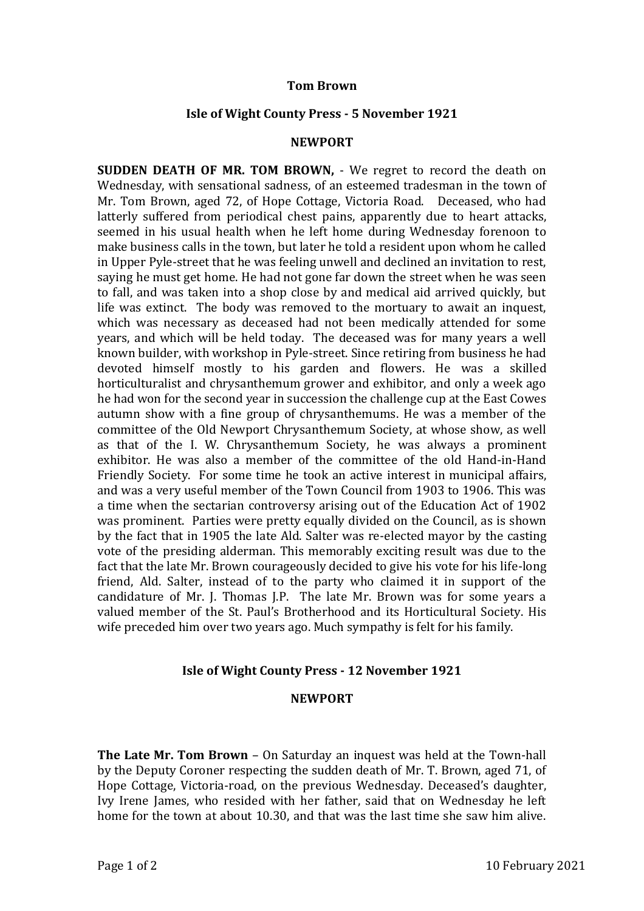**Tom Brown**

**Isle of Wight County Press - 5 November 1921**

**NEWPORT**

**SUDDEN DEATH OF MR. TOM BROWN,** - We regret to record the death on Wednesday, with sensational sadness, of an esteemed tradesman in the town of Mr. Tom Brown, aged 72, of Hope Cottage, Victoria Road. Deceased, who had latterly suffered from periodical chest pains, apparently due to heart attacks, seemed in his usual health when he left home during Wednesday forenoon to make business calls in the town, but later he told a resident upon whom he called in Upper Pyle-street that he was feeling unwell and declined an invitation to rest, saying he must get home. He had not gone far down the street when he was seen to fall, and was taken into a shop close by and medical aid arrived quickly, but life was extinct. The body was removed to the mortuary to await an inquest, which was necessary as deceased had not been medically attended for some years, and which will be held today. The deceased was for many years a well known builder, with workshop in Pyle-street. Since retiring from business he had devoted himself mostly to his garden and flowers. He was a skilled horticulturalist and chrysanthemum grower and exhibitor, and only a week ago he had won for the second year in succession the challenge cup at the East Cowes autumn show with a fine group of chrysanthemums. He was a member of the committee of the Old Newport Chrysanthemum Society, at whose show, as well as that of the I. W. Chrysanthemum Society, he was always a prominent exhibitor. He was also a member of the committee of the old Hand-in-Hand Friendly Society. For some time he took an active interest in municipal affairs, and was a very useful member of the Town Council from 1903 to 1906. This was a time when the sectarian controversy arising out of the Education Act of 1902 was prominent. Parties were pretty equally divided on the Council, as is shown by the fact that in 1905 the late Ald. Salter was re-elected mayor by the casting vote of the presiding alderman. This memorably exciting result was due to the fact that the late Mr. Brown courageously decided to give his vote for his life-long friend, Ald. Salter, instead of to the party who claimed it in support of the candidature of Mr. J. Thomas J.P. The late Mr. Brown was for some years a valued member of the St. Paul's Brotherhood and its Horticultural Society. His wife preceded him over two years ago. Much sympathy is felt for his family.

**Isle of Wight County Press - 12 November 1921**

**NEWPORT**

**The Late Mr. Tom Brown** – On Saturday an inquest was held at the Town-hall by the Deputy Coroner respecting the sudden death of Mr. T. Brown, aged 71, of Hope Cottage, Victoria-road, on the previous Wednesday. Deceased's daughter, Ivy Irene James, who resided with her father, said that on Wednesday he left home for the town at about 10.30, and that was the last time she saw him alive.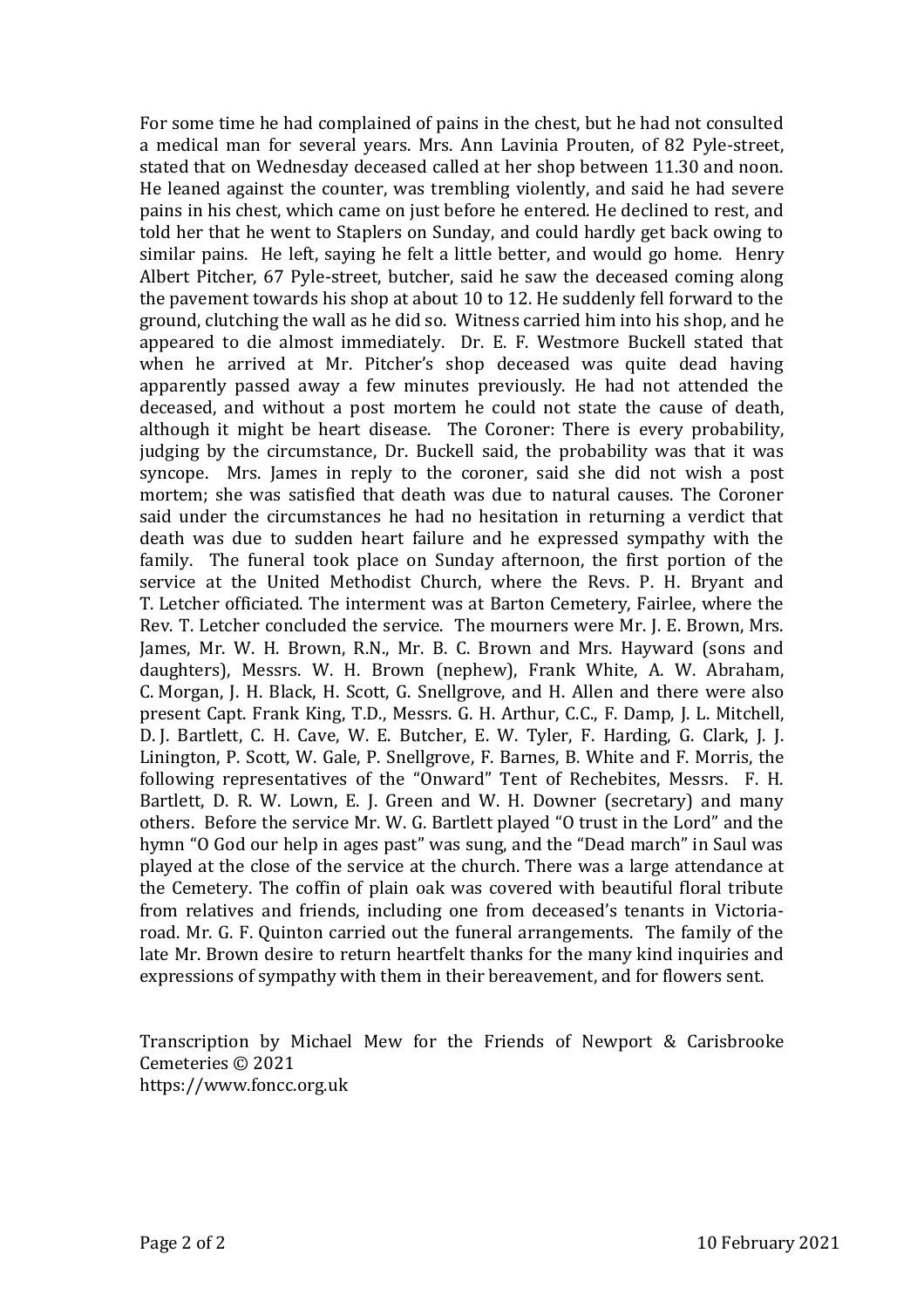For some time he had complained of pains in the chest, but he had not consulted a medical man for several years. Mrs. Ann Lavinia Prouten, of 82 Pyle-street, stated that on Wednesday deceased called at her shop between 11.30 and noon. He leaned against the counter, was trembling violently, and said he had severe pains in his chest, which came on just before he entered. He declined to rest, and told her that he went to Staplers on Sunday, and could hardly get back owing to similar pains. He left, saying he felt a little better, and would go home. Henry Albert Pitcher, 67 Pyle-street, butcher, said he saw the deceased coming along the pavement towards his shop at about 10 to 12. He suddenly fell forward to the ground, clutching the wall as he did so. Witness carried him into his shop, and he appeared to die almost immediately. Dr. E. F. Westmore Buckell stated that when he arrived at Mr. Pitcher's shop deceased was quite dead having apparently passed away a few minutes previously. He had not attended the deceased, and without a post mortem he could not state the cause of death, although it might be heart disease. The Coroner: There is every probability, judging by the circumstance, Dr. Buckell said, the probability was that it was syncope. Mrs. James in reply to the coroner, said she did not wish a post mortem; she was satisfied that death was due to natural causes. The Coroner said under the circumstances he had no hesitation in returning a verdict that death was due to sudden heart failure and he expressed sympathy with the family. The funeral took place on Sunday afternoon, the first portion of the service at the United Methodist Church, where the Revs. P. H. Bryant and T. Letcher officiated. The interment was at Barton Cemetery, Fairlee, where the Rev. T. Letcher concluded the service. The mourners were Mr. J. E. Brown, Mrs. James, Mr. W. H. Brown, R.N., Mr. B. C. Brown and Mrs. Hayward (sons and daughters), Messrs. W. H. Brown (nephew), Frank White, A. W. Abraham, C. Morgan, J. H. Black, H. Scott, G. Snellgrove, and H. Allen and there were also present Capt. Frank King, T.D., Messrs. G. H. Arthur, C.C., F. Damp, J. L. Mitchell, D. J. Bartlett, C. H. Cave, W. E. Butcher, E. W. Tyler, F. Harding, G. Clark, J. J. Linington, P. Scott, W. Gale, P. Snellgrove, F. Barnes, B. White and F. Morris, the following representatives of the "Onward" Tent of Rechebites, Messrs. F. H. Bartlett, D. R. W. Lown, E. J. Green and W. H. Downer (secretary) and many others. Before the service Mr. W. G. Bartlett played "O trust in the Lord" and the hymn "O God our help in ages past" was sung, and the "Dead march" in Saul was played at the close of the service at the church. There was a large attendance at the Cemetery. The coffin of plain oak was covered with beautiful floral tribute from relatives and friends, including one from deceased's tenants in Victoria-road. Mr. G. F. Quinton carried out the funeral arrangements. The family of the late Mr. Brown desire to return heartfelt thanks for the many kind inquiries and expressions of sympathy with them in their bereavement, and for flowers sent.

Transcription by Michael Mew for the Friends of Newport & Carisbrooke Cemeteries © 2021
https://www.foncc.org.uk